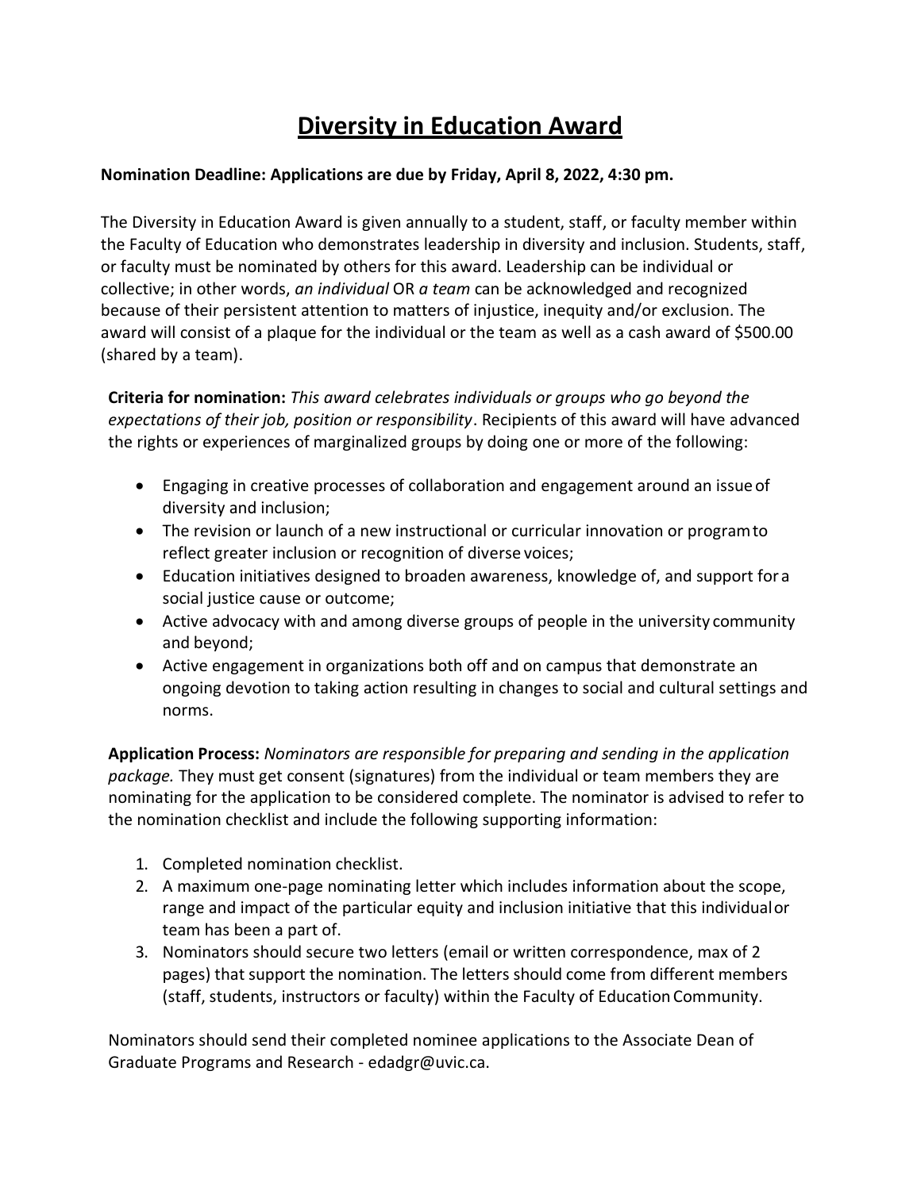# <u>Diversity in Education Award</u>

**Nomination Deadline: Applications are due by Friday, April 8, 2022, 4:30 pm.**

The Diversity in Education Award is given annually to a student, staff, or faculty member within the Faculty of Education who demonstrates leadership in diversity and inclusion. Students, staff, or faculty must be nominated by others for this award. Leadership can be individual or collective; in other words, *an individual* OR *a team* can be acknowledged and recognized because of their persistent attention to matters of injustice, inequity and/or exclusion. The award will consist of a plaque for the individual or the team as well as a cash award of $500.00 (shared by a team).

**Criteria for nomination:** *This award celebrates individuals or groups who go beyond the expectations of their job, position or responsibility*. Recipients of this award will have advanced the rights or experiences of marginalized groups by doing one or more of the following:

- Engaging in creative processes of collaboration and engagement around an issue of diversity and inclusion;
- The revision or launch of a new instructional or curricular innovation or program to reflect greater inclusion or recognition of diverse voices;
- Education initiatives designed to broaden awareness, knowledge of, and support for a social justice cause or outcome;
- Active advocacy with and among diverse groups of people in the university community and beyond;
- Active engagement in organizations both off and on campus that demonstrate an ongoing devotion to taking action resulting in changes to social and cultural settings and norms.

**Application Process:** *Nominators are responsible for preparing and sending in the application package.* They must get consent (signatures) from the individual or team members they are nominating for the application to be considered complete. The nominator is advised to refer to the nomination checklist and include the following supporting information:

1. Completed nomination checklist.
2. A maximum one-page nominating letter which includes information about the scope, range and impact of the particular equity and inclusion initiative that this individual or team has been a part of.
3. Nominators should secure two letters (email or written correspondence, max of 2 pages) that support the nomination. The letters should come from different members (staff, students, instructors or faculty) within the Faculty of Education Community.

Nominators should send their completed nominee applications to the Associate Dean of Graduate Programs and Research - edadgr@uvic.ca.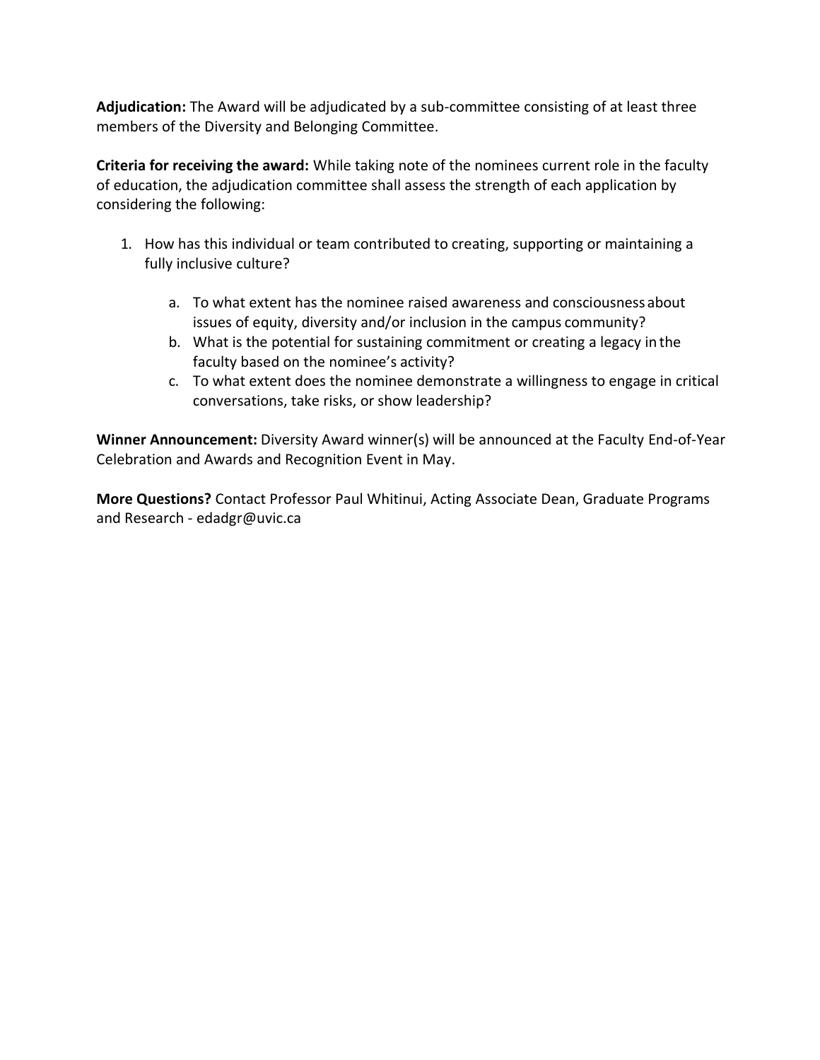**Adjudication:** The Award will be adjudicated by a sub-committee consisting of at least three members of the Diversity and Belonging Committee.

**Criteria for receiving the award:** While taking note of the nominees current role in the faculty of education, the adjudication committee shall assess the strength of each application by considering the following:

1. How has this individual or team contributed to creating, supporting or maintaining a fully inclusive culture?

    a. To what extent has the nominee raised awareness and consciousness about issues of equity, diversity and/or inclusion in the campus community?
    b. What is the potential for sustaining commitment or creating a legacy in the faculty based on the nominee's activity?
    c. To what extent does the nominee demonstrate a willingness to engage in critical conversations, take risks, or show leadership?

**Winner Announcement:** Diversity Award winner(s) will be announced at the Faculty End-of-Year Celebration and Awards and Recognition Event in May.

**More Questions?** Contact Professor Paul Whitinui, Acting Associate Dean, Graduate Programs and Research - edadgr@uvic.ca